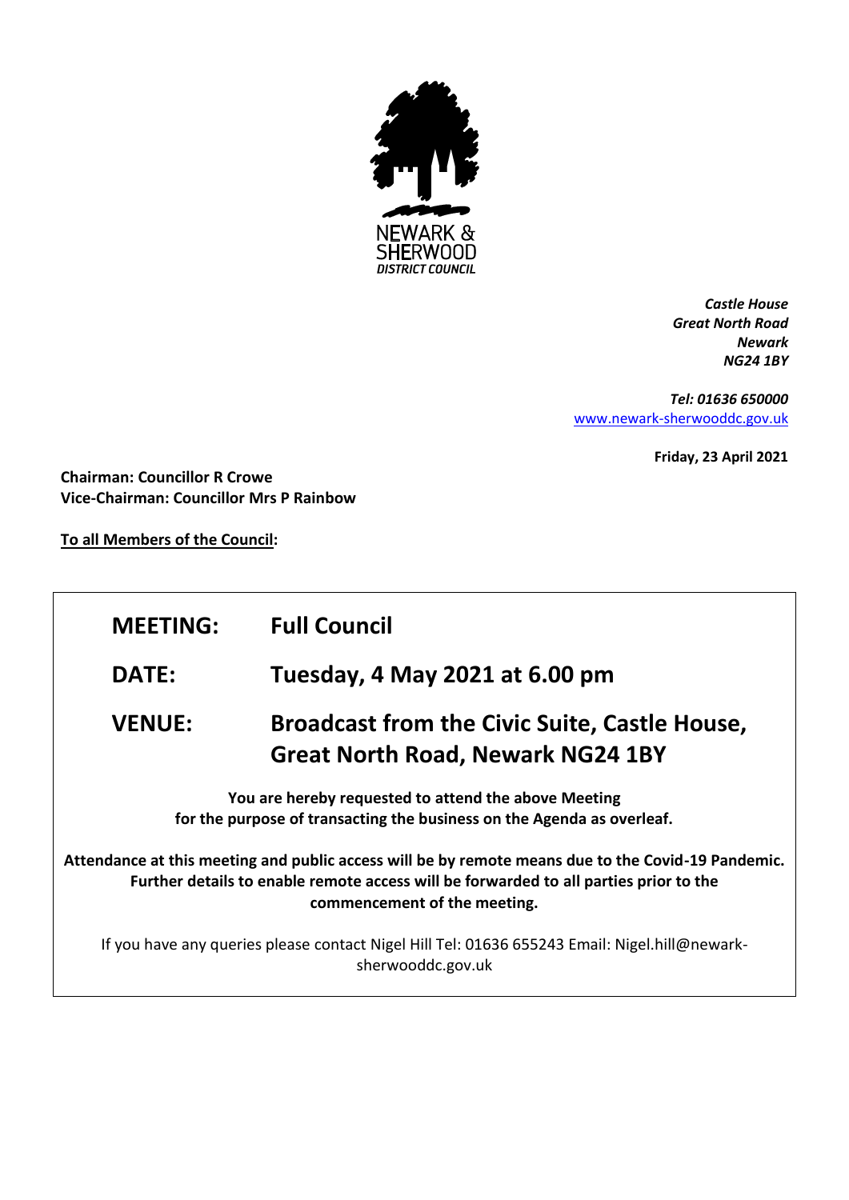NEWARK & SHERWOOD DISTRICT COUNCIL

*Castle House*
*Great North Road*
*Newark*
*NG24 1BY*

*Tel: 01636 650000*
www.newark-sherwooddc.gov.uk

**Friday, 23 April 2021**

**Chairman: Councillor R Crowe**
**Vice-Chairman: Councillor Mrs P Rainbow**

**To all Members of the Council:**

| | |
|---|---|
| **MEETING:** | **Full Council** |
| **DATE:** | **Tuesday, 4 May 2021 at 6.00 pm** |
| **VENUE:** | **Broadcast from the Civic Suite, Castle House, Great North Road, Newark NG24 1BY** |

**You are hereby requested to attend the above Meeting for the purpose of transacting the business on the Agenda as overleaf.**

**Attendance at this meeting and public access will be by remote means due to the Covid-19 Pandemic. Further details to enable remote access will be forwarded to all parties prior to the commencement of the meeting.**

If you have any queries please contact Nigel Hill Tel: 01636 655243 Email: Nigel.hill@newark-sherwooddc.gov.uk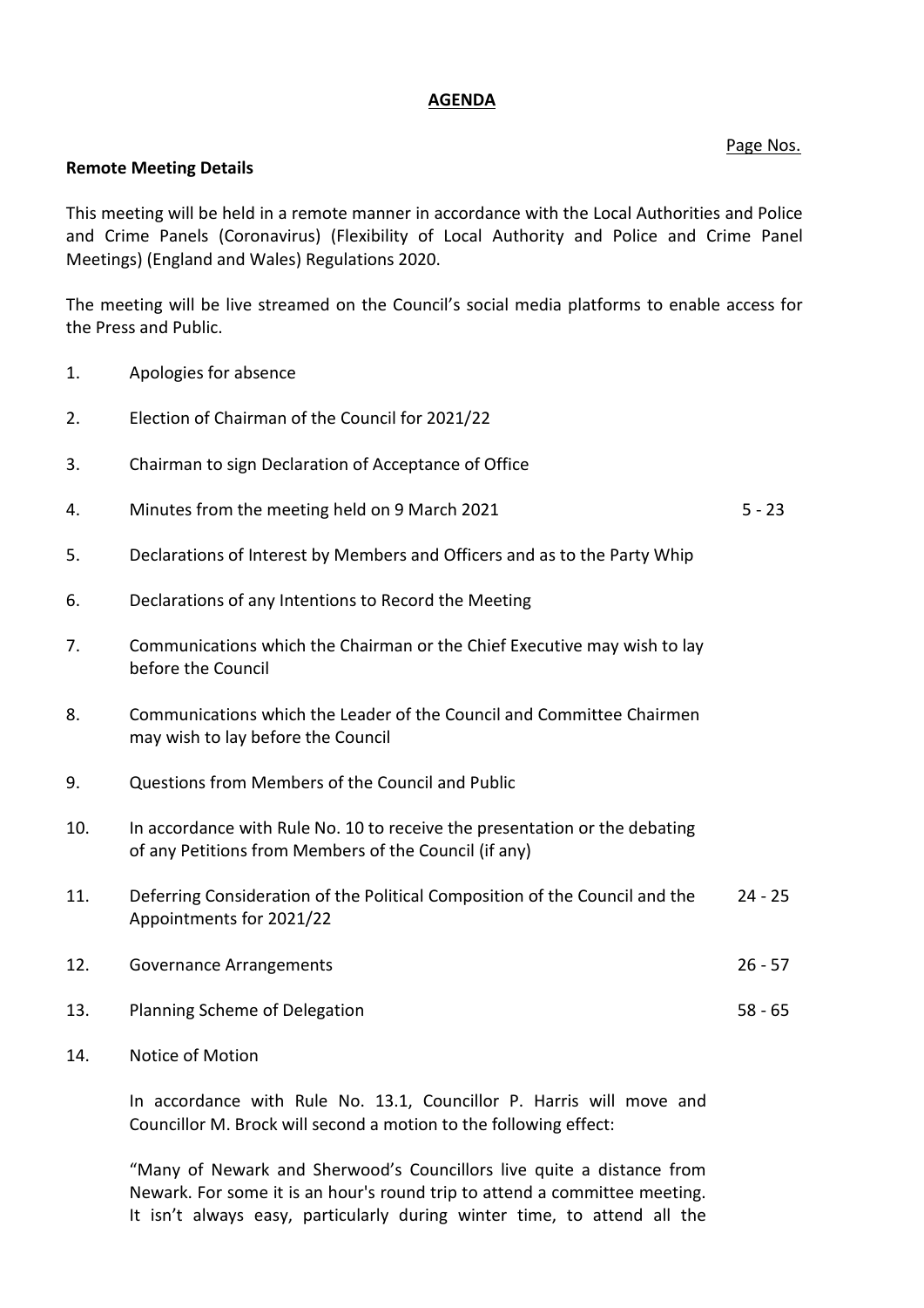# AGENDA

Page Nos.

**Remote Meeting Details**

This meeting will be held in a remote manner in accordance with the Local Authorities and Police and Crime Panels (Coronavirus) (Flexibility of Local Authority and Police and Crime Panel Meetings) (England and Wales) Regulations 2020.

The meeting will be live streamed on the Council's social media platforms to enable access for the Press and Public.

| | | |
|---|---|---|
| 1. | Apologies for absence | |
| 2. | Election of Chairman of the Council for 2021/22 | |
| 3. | Chairman to sign Declaration of Acceptance of Office | |
| 4. | Minutes from the meeting held on 9 March 2021 | 5 - 23 |
| 5. | Declarations of Interest by Members and Officers and as to the Party Whip | |
| 6. | Declarations of any Intentions to Record the Meeting | |
| 7. | Communications which the Chairman or the Chief Executive may wish to lay before the Council | |
| 8. | Communications which the Leader of the Council and Committee Chairmen may wish to lay before the Council | |
| 9. | Questions from Members of the Council and Public | |
| 10. | In accordance with Rule No. 10 to receive the presentation or the debating of any Petitions from Members of the Council (if any) | |
| 11. | Deferring Consideration of the Political Composition of the Council and the Appointments for 2021/22 | 24 - 25 |
| 12. | Governance Arrangements | 26 - 57 |
| 13. | Planning Scheme of Delegation | 58 - 65 |
| 14. | Notice of Motion | |

In accordance with Rule No. 13.1, Councillor P. Harris will move and Councillor M. Brock will second a motion to the following effect:

"Many of Newark and Sherwood's Councillors live quite a distance from Newark. For some it is an hour's round trip to attend a committee meeting. It isn't always easy, particularly during winter time, to attend all the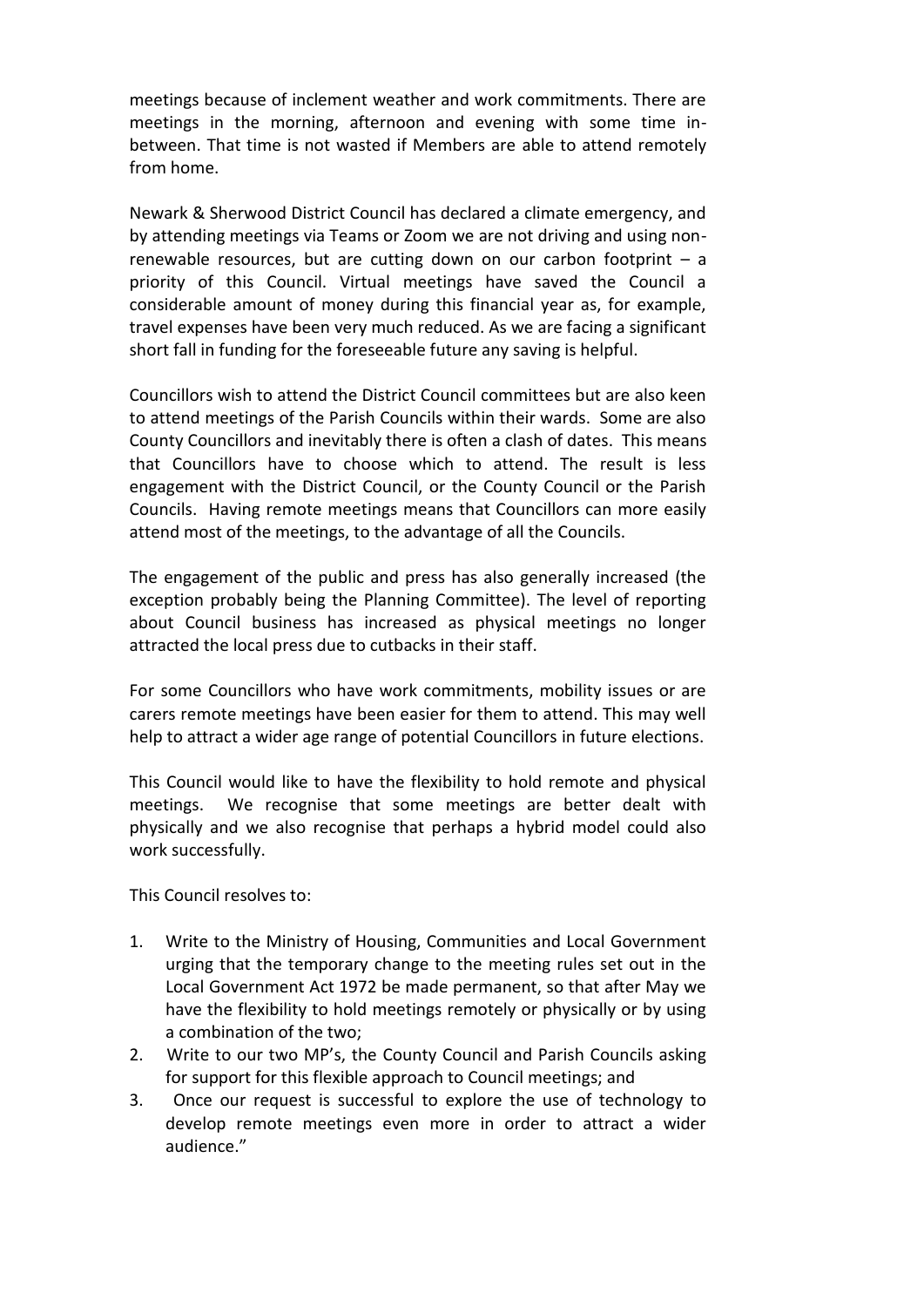meetings because of inclement weather and work commitments. There are meetings in the morning, afternoon and evening with some time in-between. That time is not wasted if Members are able to attend remotely from home.

Newark & Sherwood District Council has declared a climate emergency, and by attending meetings via Teams or Zoom we are not driving and using non-renewable resources, but are cutting down on our carbon footprint – a priority of this Council. Virtual meetings have saved the Council a considerable amount of money during this financial year as, for example, travel expenses have been very much reduced. As we are facing a significant short fall in funding for the foreseeable future any saving is helpful.

Councillors wish to attend the District Council committees but are also keen to attend meetings of the Parish Councils within their wards. Some are also County Councillors and inevitably there is often a clash of dates. This means that Councillors have to choose which to attend. The result is less engagement with the District Council, or the County Council or the Parish Councils. Having remote meetings means that Councillors can more easily attend most of the meetings, to the advantage of all the Councils.

The engagement of the public and press has also generally increased (the exception probably being the Planning Committee). The level of reporting about Council business has increased as physical meetings no longer attracted the local press due to cutbacks in their staff.

For some Councillors who have work commitments, mobility issues or are carers remote meetings have been easier for them to attend. This may well help to attract a wider age range of potential Councillors in future elections.

This Council would like to have the flexibility to hold remote and physical meetings. We recognise that some meetings are better dealt with physically and we also recognise that perhaps a hybrid model could also work successfully.

This Council resolves to:

1. Write to the Ministry of Housing, Communities and Local Government urging that the temporary change to the meeting rules set out in the Local Government Act 1972 be made permanent, so that after May we have the flexibility to hold meetings remotely or physically or by using a combination of the two;
2. Write to our two MP's, the County Council and Parish Councils asking for support for this flexible approach to Council meetings; and
3. Once our request is successful to explore the use of technology to develop remote meetings even more in order to attract a wider audience."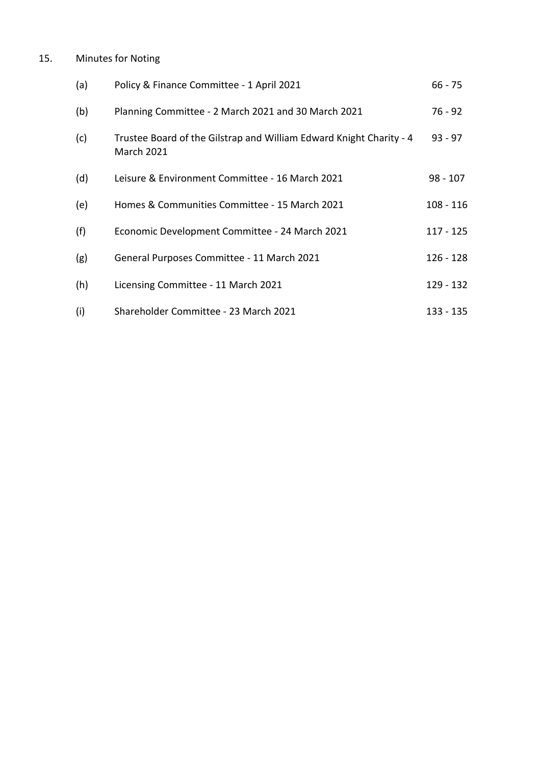15. Minutes for Noting

| | | |
|---|---|---|
| (a) | Policy & Finance Committee - 1 April 2021 | 66 - 75 |
| (b) | Planning Committee - 2 March 2021 and 30 March 2021 | 76 - 92 |
| (c) | Trustee Board of the Gilstrap and William Edward Knight Charity - 4 March 2021 | 93 - 97 |
| (d) | Leisure & Environment Committee - 16 March 2021 | 98 - 107 |
| (e) | Homes & Communities Committee - 15 March 2021 | 108 - 116 |
| (f) | Economic Development Committee - 24 March 2021 | 117 - 125 |
| (g) | General Purposes Committee - 11 March 2021 | 126 - 128 |
| (h) | Licensing Committee - 11 March 2021 | 129 - 132 |
| (i) | Shareholder Committee - 23 March 2021 | 133 - 135 |